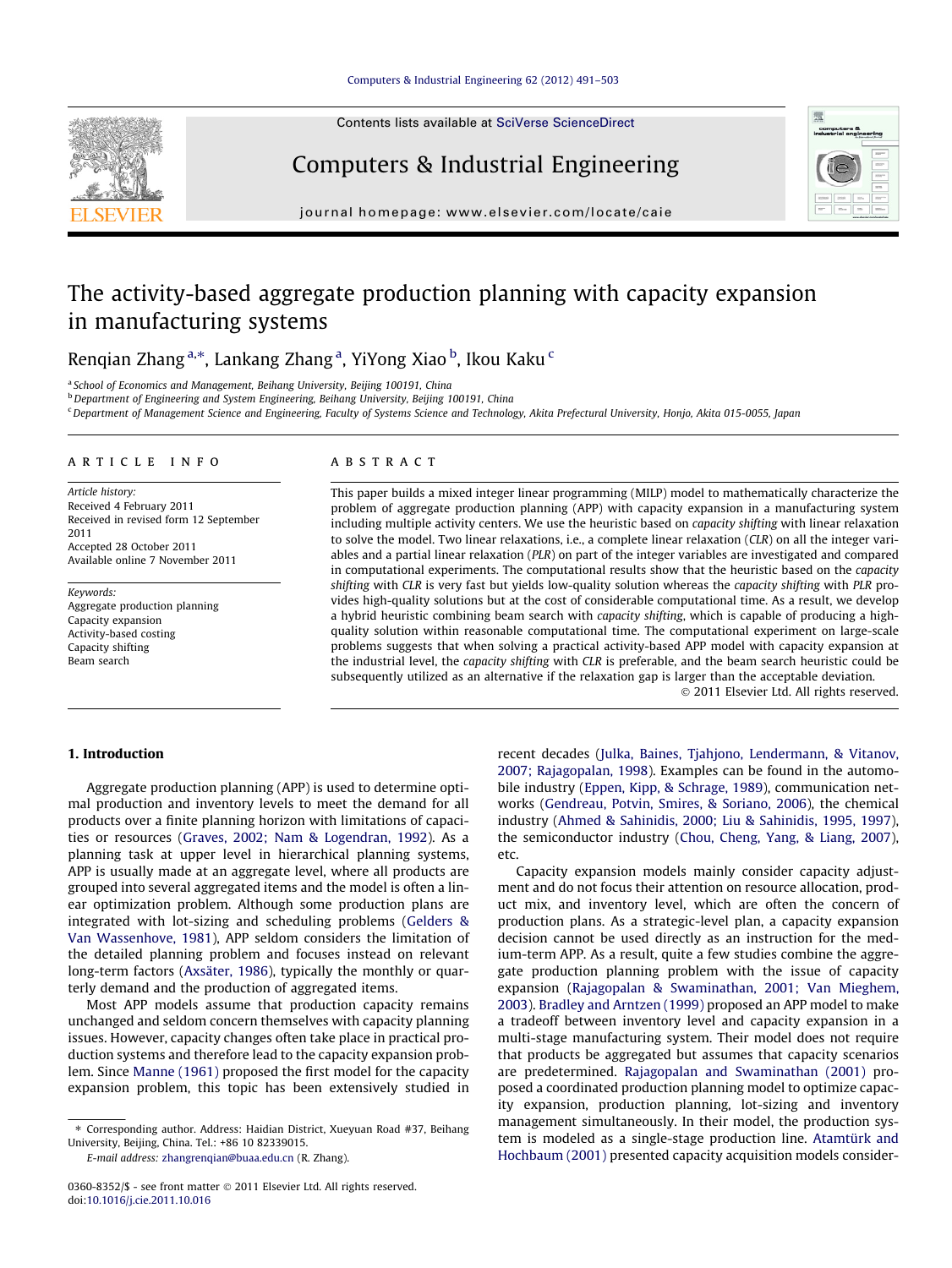# The activity-based aggregate production planning with capacity expansion in manufacturing systems

Renqian Zhang [a,*], Lankang Zhang [a], YiYong Xiao [b], Ikou Kaku [c]

[a] School of Economics and Management, Beihang University, Beijing 100191, China

[b] Department of Engineering and System Engineering, Beihang University, Beijing 100191, China

[c] Department of Management Science and Engineering, Faculty of Systems Science and Technology, Akita Prefectural University, Honjo, Akita 015-0055, Japan

## ARTICLE INFO

*Article history:*
Received 4 February 2011
Received in revised form 12 September 2011
Accepted 28 October 2011
Available online 7 November 2011

*Keywords:*
Aggregate production planning
Capacity expansion
Activity-based costing
Capacity shifting
Beam search

## ABSTRACT

This paper builds a mixed integer linear programming (MILP) model to mathematically characterize the problem of aggregate production planning (APP) with capacity expansion in a manufacturing system including multiple activity centers. We use the heuristic based on *capacity shifting* with linear relaxation to solve the model. Two linear relaxations, i.e., a complete linear relaxation (*CLR*) on all the integer variables and a partial linear relaxation (*PLR*) on part of the integer variables are investigated and compared in computational experiments. The computational results show that the heuristic based on the *capacity shifting* with *CLR* is very fast but yields low-quality solution whereas the *capacity shifting* with *PLR* provides high-quality solutions but at the cost of considerable computational time. As a result, we develop a hybrid heuristic combining beam search with *capacity shifting*, which is capable of producing a high-quality solution within reasonable computational time. The computational experiment on large-scale problems suggests that when solving a practical activity-based APP model with capacity expansion at the industrial level, the *capacity shifting* with *CLR* is preferable, and the beam search heuristic could be subsequently utilized as an alternative if the relaxation gap is larger than the acceptable deviation.

© 2011 Elsevier Ltd. All rights reserved.

## 1. Introduction

Aggregate production planning (APP) is used to determine optimal production and inventory levels to meet the demand for all products over a finite planning horizon with limitations of capacities or resources (Graves, 2002; Nam & Logendran, 1992). As a planning task at upper level in hierarchical planning systems, APP is usually made at an aggregate level, where all products are grouped into several aggregated items and the model is often a linear optimization problem. Although some production plans are integrated with lot-sizing and scheduling problems (Gelders & Van Wassenhove, 1981), APP seldom considers the limitation of the detailed planning problem and focuses instead on relevant long-term factors (Axsäter, 1986), typically the monthly or quarterly demand and the production of aggregated items.

Most APP models assume that production capacity remains unchanged and seldom concern themselves with capacity planning issues. However, capacity changes often take place in practical production systems and therefore lead to the capacity expansion problem. Since Manne (1961) proposed the first model for the capacity expansion problem, this topic has been extensively studied in recent decades (Julka, Baines, Tjahjono, Lendermann, & Vitanov, 2007; Rajagopalan, 1998). Examples can be found in the automobile industry (Eppen, Kipp, & Schrage, 1989), communication networks (Gendreau, Potvin, Smires, & Soriano, 2006), the chemical industry (Ahmed & Sahinidis, 2000; Liu & Sahinidis, 1995, 1997), the semiconductor industry (Chou, Cheng, Yang, & Liang, 2007), etc.

Capacity expansion models mainly consider capacity adjustment and do not focus their attention on resource allocation, product mix, and inventory level, which are often the concern of production plans. As a strategic-level plan, a capacity expansion decision cannot be used directly as an instruction for the medium-term APP. As a result, quite a few studies combine the aggregate production planning problem with the issue of capacity expansion (Rajagopalan & Swaminathan, 2001; Van Mieghem, 2003). Bradley and Arntzen (1999) proposed an APP model to make a tradeoff between inventory level and capacity expansion in a multi-stage manufacturing system. Their model does not require that products be aggregated but assumes that capacity scenarios are predetermined. Rajagopalan and Swaminathan (2001) proposed a coordinated production planning model to optimize capacity expansion, production planning, lot-sizing and inventory management simultaneously. In their model, the production system is modeled as a single-stage production line. Atamtürk and Hochbaum (2001) presented capacity acquisition models consider-

---

* Corresponding author. Address: Haidian District, Xueyuan Road #37, Beihang University, Beijing, China. Tel.: +86 10 82339015.
E-mail address: zhangrenqian@buaa.edu.cn (R. Zhang).

0360-8352/$ - see front matter © 2011 Elsevier Ltd. All rights reserved.
doi:10.1016/j.cie.2011.10.016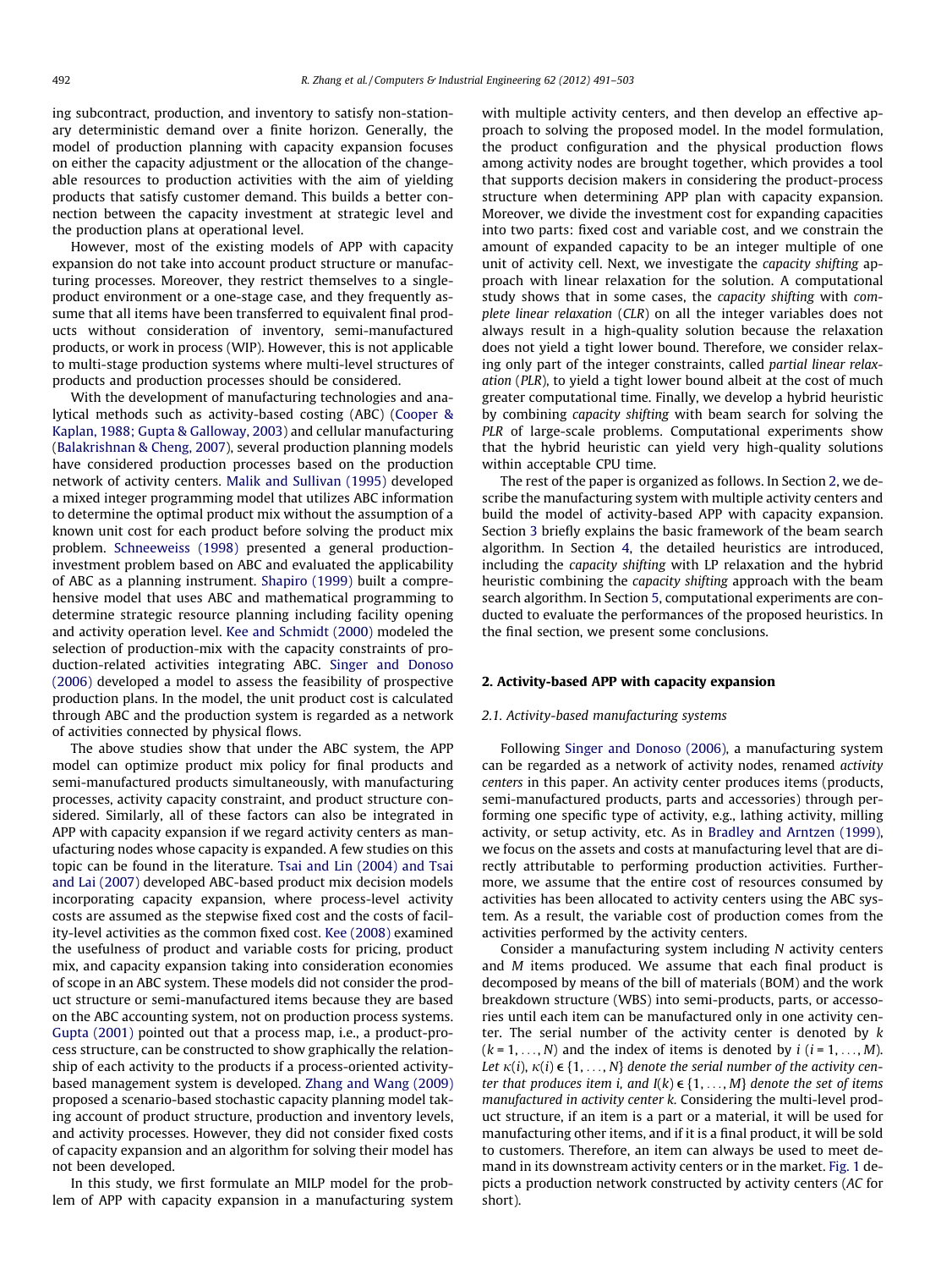ing subcontract, production, and inventory to satisfy non-stationary deterministic demand over a finite horizon. Generally, the model of production planning with capacity expansion focuses on either the capacity adjustment or the allocation of the changeable resources to production activities with the aim of yielding products that satisfy customer demand. This builds a better connection between the capacity investment at strategic level and the production plans at operational level.

However, most of the existing models of APP with capacity expansion do not take into account product structure or manufacturing processes. Moreover, they restrict themselves to a single-product environment or a one-stage case, and they frequently assume that all items have been transferred to equivalent final products without consideration of inventory, semi-manufactured products, or work in process (WIP). However, this is not applicable to multi-stage production systems where multi-level structures of products and production processes should be considered.

With the development of manufacturing technologies and analytical methods such as activity-based costing (ABC) (Cooper & Kaplan, 1988; Gupta & Galloway, 2003) and cellular manufacturing (Balakrishnan & Cheng, 2007), several production planning models have considered production processes based on the production network of activity centers. Malik and Sullivan (1995) developed a mixed integer programming model that utilizes ABC information to determine the optimal product mix without the assumption of a known unit cost for each product before solving the product mix problem. Schneeweiss (1998) presented a general production-investment problem based on ABC and evaluated the applicability of ABC as a planning instrument. Shapiro (1999) built a comprehensive model that uses ABC and mathematical programming to determine strategic resource planning including facility opening and activity operation level. Kee and Schmidt (2000) modeled the selection of production-mix with the capacity constraints of production-related activities integrating ABC. Singer and Donoso (2006) developed a model to assess the feasibility of prospective production plans. In the model, the unit product cost is calculated through ABC and the production system is regarded as a network of activities connected by physical flows.

The above studies show that under the ABC system, the APP model can optimize product mix policy for final products and semi-manufactured products simultaneously, with manufacturing processes, activity capacity constraint, and product structure considered. Similarly, all of these factors can also be integrated in APP with capacity expansion if we regard activity centers as manufacturing nodes whose capacity is expanded. A few studies on this topic can be found in the literature. Tsai and Lin (2004) and Tsai and Lai (2007) developed ABC-based product mix decision models incorporating capacity expansion, where process-level activity costs are assumed as the stepwise fixed cost and the costs of facility-level activities as the common fixed cost. Kee (2008) examined the usefulness of product and variable costs for pricing, product mix, and capacity expansion taking into consideration economies of scope in an ABC system. These models did not consider the product structure or semi-manufactured items because they are based on the ABC accounting system, not on production process systems. Gupta (2001) pointed out that a process map, i.e., a product-process structure, can be constructed to show graphically the relationship of each activity to the products if a process-oriented activity-based management system is developed. Zhang and Wang (2009) proposed a scenario-based stochastic capacity planning model taking account of product structure, production and inventory levels, and activity processes. However, they did not consider fixed costs of capacity expansion and an algorithm for solving their model has not been developed.

In this study, we first formulate an MILP model for the problem of APP with capacity expansion in a manufacturing system with multiple activity centers, and then develop an effective approach to solving the proposed model. In the model formulation, the product configuration and the physical production flows among activity nodes are brought together, which provides a tool that supports decision makers in considering the product-process structure when determining APP plan with capacity expansion. Moreover, we divide the investment cost for expanding capacities into two parts: fixed cost and variable cost, and we constrain the amount of expanded capacity to be an integer multiple of one unit of activity cell. Next, we investigate the *capacity shifting* approach with linear relaxation for the solution. A computational study shows that in some cases, the *capacity shifting* with *complete linear relaxation* (*CLR*) on all the integer variables does not always result in a high-quality solution because the relaxation does not yield a tight lower bound. Therefore, we consider relaxing only part of the integer constraints, called *partial linear relaxation* (*PLR*), to yield a tight lower bound albeit at the cost of much greater computational time. Finally, we develop a hybrid heuristic by combining *capacity shifting* with beam search for solving the *PLR* of large-scale problems. Computational experiments show that the hybrid heuristic can yield very high-quality solutions within acceptable CPU time.

The rest of the paper is organized as follows. In Section 2, we describe the manufacturing system with multiple activity centers and build the model of activity-based APP with capacity expansion. Section 3 briefly explains the basic framework of the beam search algorithm. In Section 4, the detailed heuristics are introduced, including the *capacity shifting* with LP relaxation and the hybrid heuristic combining the *capacity shifting* approach with the beam search algorithm. In Section 5, computational experiments are conducted to evaluate the performances of the proposed heuristics. In the final section, we present some conclusions.

## 2. Activity-based APP with capacity expansion

### 2.1. Activity-based manufacturing systems

Following Singer and Donoso (2006), a manufacturing system can be regarded as a network of activity nodes, renamed *activity centers* in this paper. An activity center produces items (products, semi-manufactured products, parts and accessories) through performing one specific type of activity, e.g., lathing activity, milling activity, or setup activity, etc. As in Bradley and Arntzen (1999), we focus on the assets and costs at manufacturing level that are directly attributable to performing production activities. Furthermore, we assume that the entire cost of resources consumed by activities has been allocated to activity centers using the ABC system. As a result, the variable cost of production comes from the activities performed by the activity centers.

Consider a manufacturing system including $N$ activity centers and $M$ items produced. We assume that each final product is decomposed by means of the bill of materials (BOM) and the work breakdown structure (WBS) into semi-products, parts, or accessories until each item can be manufactured only in one activity center. The serial number of the activity center is denoted by $k$ ($k = 1, \ldots, N$) and the index of items is denoted by $i$ ($i = 1, \ldots, M$). *Let* $\kappa(i)$, $\kappa(i) \in \{1, \ldots, N\}$ *denote the serial number of the activity center that produces item i, and* $I(k) \in \{1, \ldots, M\}$ *denote the set of items manufactured in activity center k.* Considering the multi-level product structure, if an item is a part or a material, it will be used for manufacturing other items, and if it is a final product, it will be sold to customers. Therefore, an item can always be used to meet demand in its downstream activity centers or in the market. Fig. 1 depicts a production network constructed by activity centers (*AC* for short).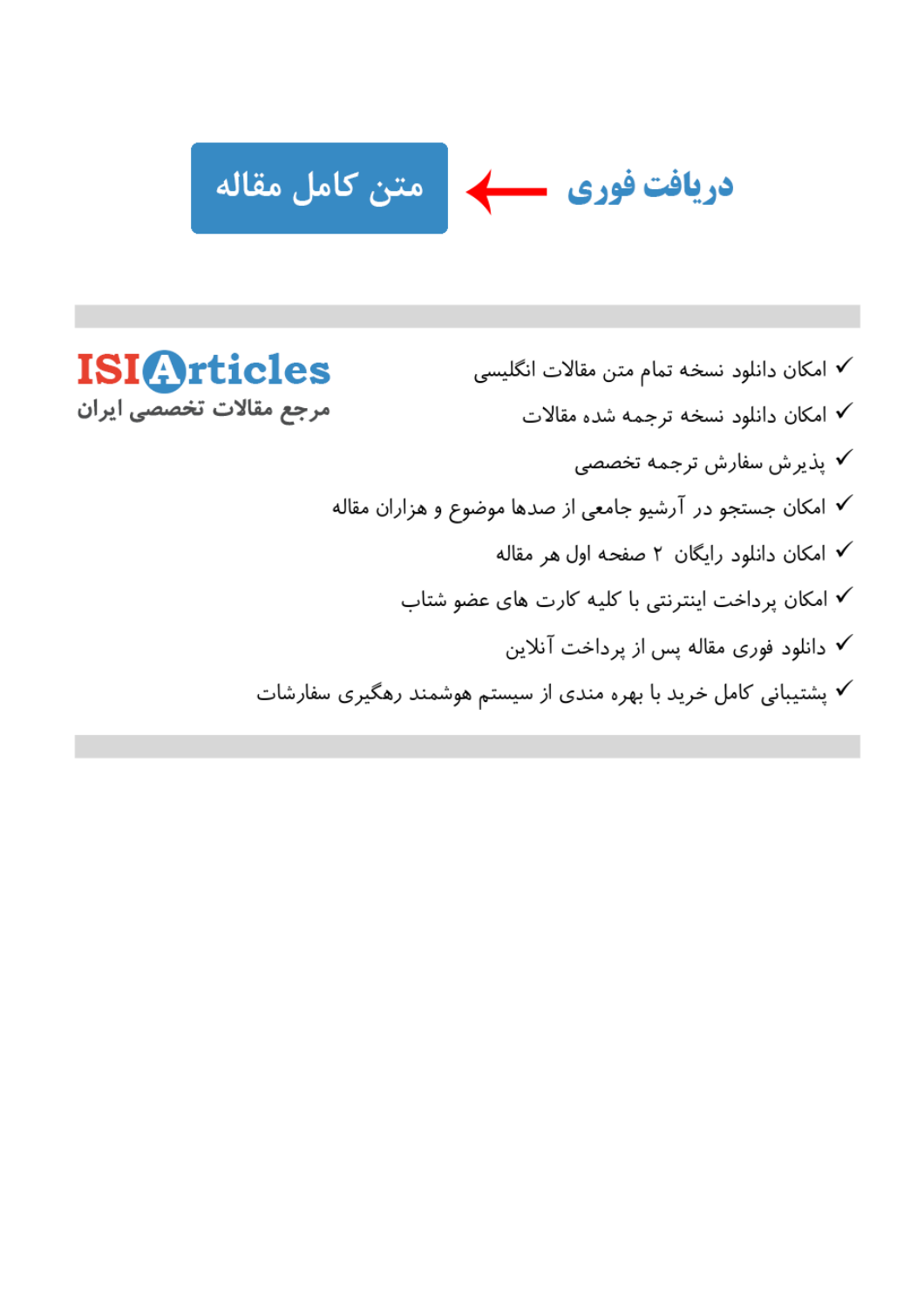دریافت فوری ← **متن کامل مقاله**

**ISIArticles**
مرجع مقالات تخصصی ایران

- ✓ امکان دانلود نسخه تمام متن مقالات انگلیسی
- ✓ امکان دانلود نسخه ترجمه شده مقالات
- ✓ پذیرش سفارش ترجمه تخصصی
- ✓ امکان جستجو در آرشیو جامعی از صدها موضوع و هزاران مقاله
- ✓ امکان دانلود رایگان ۲ صفحه اول هر مقاله
- ✓ امکان پرداخت اینترنتی با کلیه کارت های عضو شتاب
- ✓ دانلود فوری مقاله پس از پرداخت آنلاین
- ✓ پشتیبانی کامل خرید با بهره مندی از سیستم هوشمند رهگیری سفارشات